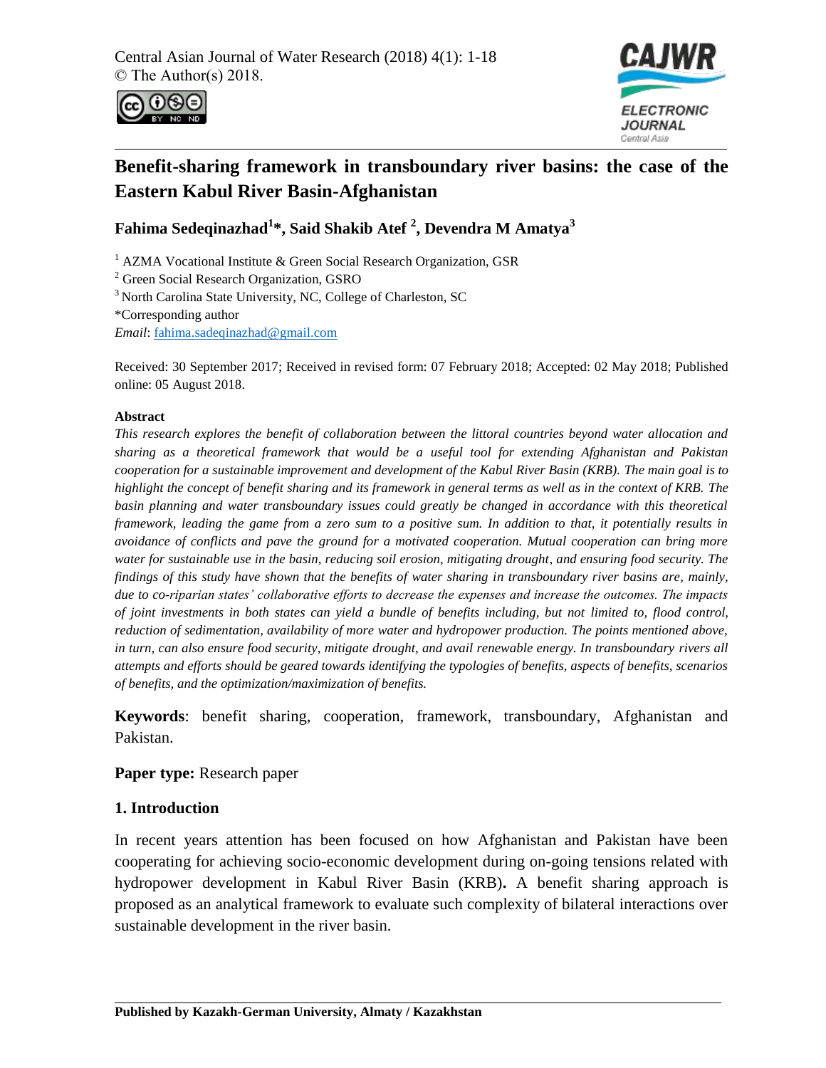# Benefit-sharing framework in transboundary river basins: the case of the Eastern Kabul River Basin-Afghanistan

**Fahima Sedeqinazhad[1]\*, Said Shakib Atef [2], Devendra M Amatya[3]**

[1] AZMA Vocational Institute & Green Social Research Organization, GSR
[2] Green Social Research Organization, GSRO
[3] North Carolina State University, NC, College of Charleston, SC
*Corresponding author
*Email*: fahima.sadeqinazhad@gmail.com

Received: 30 September 2017; Received in revised form: 07 February 2018; Accepted: 02 May 2018; Published online: 05 August 2018.

**Abstract**

*This research explores the benefit of collaboration between the littoral countries beyond water allocation and sharing as a theoretical framework that would be a useful tool for extending Afghanistan and Pakistan cooperation for a sustainable improvement and development of the Kabul River Basin (KRB). The main goal is to highlight the concept of benefit sharing and its framework in general terms as well as in the context of KRB. The basin planning and water transboundary issues could greatly be changed in accordance with this theoretical framework, leading the game from a zero sum to a positive sum. In addition to that, it potentially results in avoidance of conflicts and pave the ground for a motivated cooperation. Mutual cooperation can bring more water for sustainable use in the basin, reducing soil erosion, mitigating drought, and ensuring food security. The findings of this study have shown that the benefits of water sharing in transboundary river basins are, mainly, due to co-riparian states' collaborative efforts to decrease the expenses and increase the outcomes. The impacts of joint investments in both states can yield a bundle of benefits including, but not limited to, flood control, reduction of sedimentation, availability of more water and hydropower production. The points mentioned above, in turn, can also ensure food security, mitigate drought, and avail renewable energy. In transboundary rivers all attempts and efforts should be geared towards identifying the typologies of benefits, aspects of benefits, scenarios of benefits, and the optimization/maximization of benefits.*

**Keywords**: benefit sharing, cooperation, framework, transboundary, Afghanistan and Pakistan.

**Paper type:** Research paper

## 1. Introduction

In recent years attention has been focused on how Afghanistan and Pakistan have been cooperating for achieving socio-economic development during on-going tensions related with hydropower development in Kabul River Basin (KRB)**.** A benefit sharing approach is proposed as an analytical framework to evaluate such complexity of bilateral interactions over sustainable development in the river basin.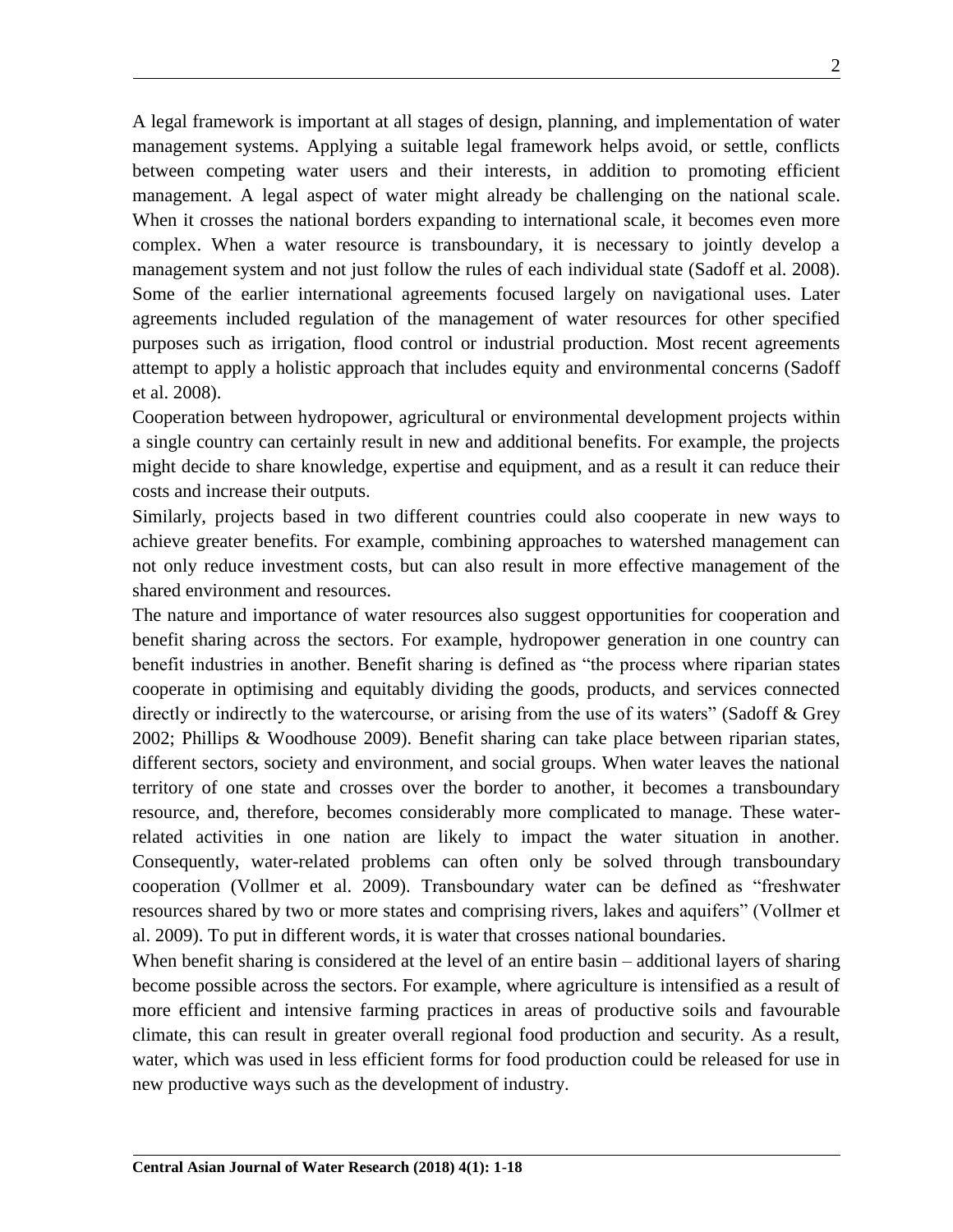A legal framework is important at all stages of design, planning, and implementation of water management systems. Applying a suitable legal framework helps avoid, or settle, conflicts between competing water users and their interests, in addition to promoting efficient management. A legal aspect of water might already be challenging on the national scale. When it crosses the national borders expanding to international scale, it becomes even more complex. When a water resource is transboundary, it is necessary to jointly develop a management system and not just follow the rules of each individual state (Sadoff et al. 2008). Some of the earlier international agreements focused largely on navigational uses. Later agreements included regulation of the management of water resources for other specified purposes such as irrigation, flood control or industrial production. Most recent agreements attempt to apply a holistic approach that includes equity and environmental concerns (Sadoff et al. 2008).

Cooperation between hydropower, agricultural or environmental development projects within a single country can certainly result in new and additional benefits. For example, the projects might decide to share knowledge, expertise and equipment, and as a result it can reduce their costs and increase their outputs.

Similarly, projects based in two different countries could also cooperate in new ways to achieve greater benefits. For example, combining approaches to watershed management can not only reduce investment costs, but can also result in more effective management of the shared environment and resources.

The nature and importance of water resources also suggest opportunities for cooperation and benefit sharing across the sectors. For example, hydropower generation in one country can benefit industries in another. Benefit sharing is defined as "the process where riparian states cooperate in optimising and equitably dividing the goods, products, and services connected directly or indirectly to the watercourse, or arising from the use of its waters" (Sadoff & Grey 2002; Phillips & Woodhouse 2009). Benefit sharing can take place between riparian states, different sectors, society and environment, and social groups. When water leaves the national territory of one state and crosses over the border to another, it becomes a transboundary resource, and, therefore, becomes considerably more complicated to manage. These water-related activities in one nation are likely to impact the water situation in another. Consequently, water-related problems can often only be solved through transboundary cooperation (Vollmer et al. 2009). Transboundary water can be defined as "freshwater resources shared by two or more states and comprising rivers, lakes and aquifers" (Vollmer et al. 2009). To put in different words, it is water that crosses national boundaries.

When benefit sharing is considered at the level of an entire basin – additional layers of sharing become possible across the sectors. For example, where agriculture is intensified as a result of more efficient and intensive farming practices in areas of productive soils and favourable climate, this can result in greater overall regional food production and security. As a result, water, which was used in less efficient forms for food production could be released for use in new productive ways such as the development of industry.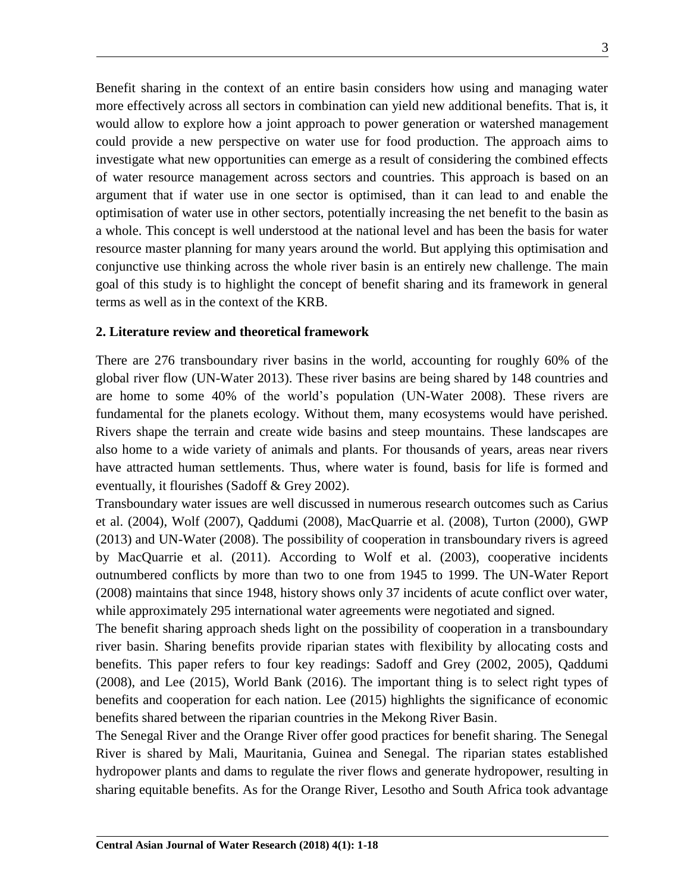Benefit sharing in the context of an entire basin considers how using and managing water more effectively across all sectors in combination can yield new additional benefits. That is, it would allow to explore how a joint approach to power generation or watershed management could provide a new perspective on water use for food production. The approach aims to investigate what new opportunities can emerge as a result of considering the combined effects of water resource management across sectors and countries. This approach is based on an argument that if water use in one sector is optimised, than it can lead to and enable the optimisation of water use in other sectors, potentially increasing the net benefit to the basin as a whole. This concept is well understood at the national level and has been the basis for water resource master planning for many years around the world. But applying this optimisation and conjunctive use thinking across the whole river basin is an entirely new challenge. The main goal of this study is to highlight the concept of benefit sharing and its framework in general terms as well as in the context of the KRB.

## 2. Literature review and theoretical framework

There are 276 transboundary river basins in the world, accounting for roughly 60% of the global river flow (UN-Water 2013). These river basins are being shared by 148 countries and are home to some 40% of the world's population (UN-Water 2008). These rivers are fundamental for the planets ecology. Without them, many ecosystems would have perished. Rivers shape the terrain and create wide basins and steep mountains. These landscapes are also home to a wide variety of animals and plants. For thousands of years, areas near rivers have attracted human settlements. Thus, where water is found, basis for life is formed and eventually, it flourishes (Sadoff & Grey 2002).

Transboundary water issues are well discussed in numerous research outcomes such as Carius et al. (2004), Wolf (2007), Qaddumi (2008), MacQuarrie et al. (2008), Turton (2000), GWP (2013) and UN-Water (2008). The possibility of cooperation in transboundary rivers is agreed by MacQuarrie et al. (2011). According to Wolf et al. (2003), cooperative incidents outnumbered conflicts by more than two to one from 1945 to 1999. The UN-Water Report (2008) maintains that since 1948, history shows only 37 incidents of acute conflict over water, while approximately 295 international water agreements were negotiated and signed.

The benefit sharing approach sheds light on the possibility of cooperation in a transboundary river basin. Sharing benefits provide riparian states with flexibility by allocating costs and benefits. This paper refers to four key readings: Sadoff and Grey (2002, 2005), Qaddumi (2008), and Lee (2015), World Bank (2016). The important thing is to select right types of benefits and cooperation for each nation. Lee (2015) highlights the significance of economic benefits shared between the riparian countries in the Mekong River Basin.

The Senegal River and the Orange River offer good practices for benefit sharing. The Senegal River is shared by Mali, Mauritania, Guinea and Senegal. The riparian states established hydropower plants and dams to regulate the river flows and generate hydropower, resulting in sharing equitable benefits. As for the Orange River, Lesotho and South Africa took advantage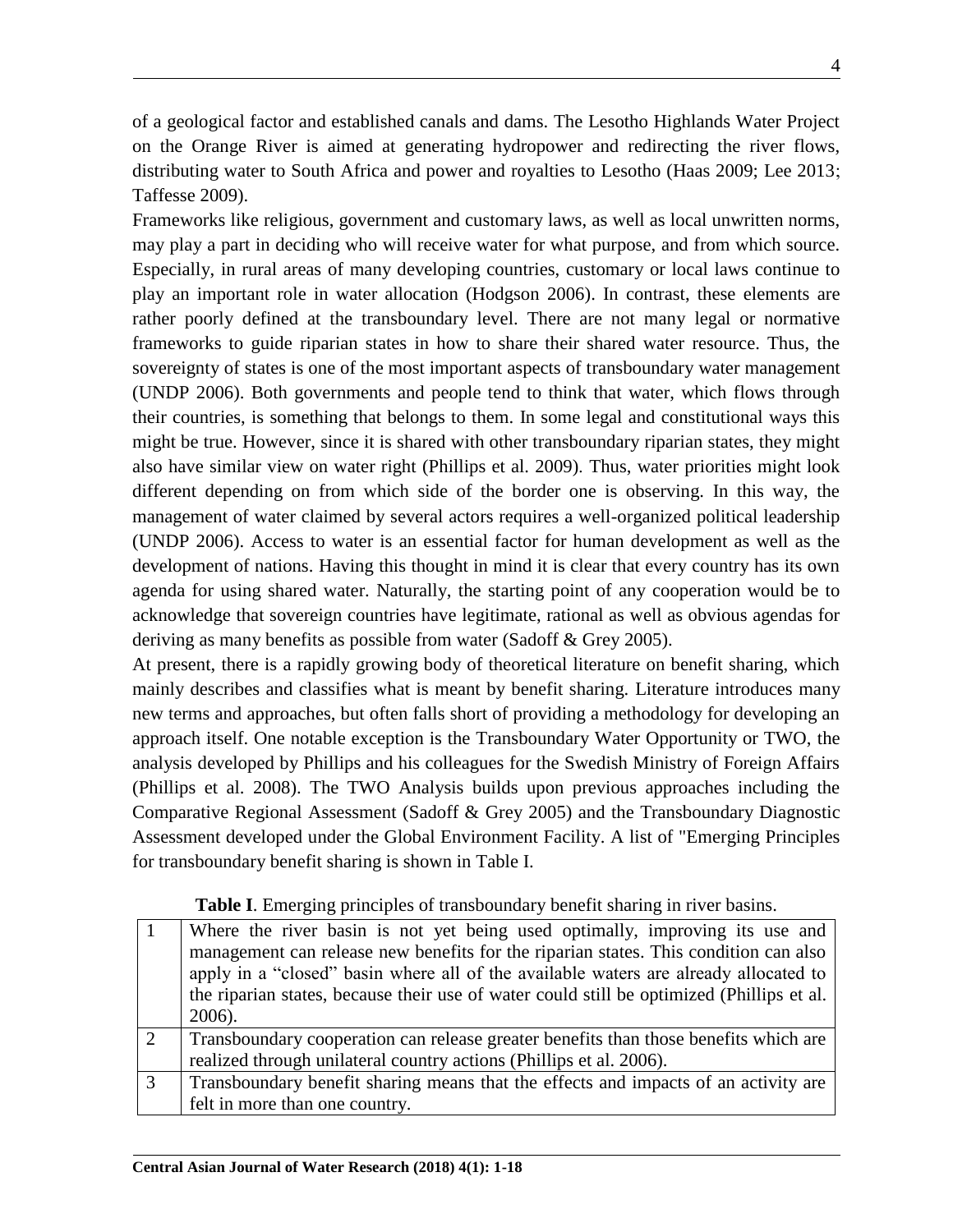of a geological factor and established canals and dams. The Lesotho Highlands Water Project on the Orange River is aimed at generating hydropower and redirecting the river flows, distributing water to South Africa and power and royalties to Lesotho (Haas 2009; Lee 2013; Taffesse 2009).

Frameworks like religious, government and customary laws, as well as local unwritten norms, may play a part in deciding who will receive water for what purpose, and from which source. Especially, in rural areas of many developing countries, customary or local laws continue to play an important role in water allocation (Hodgson 2006). In contrast, these elements are rather poorly defined at the transboundary level. There are not many legal or normative frameworks to guide riparian states in how to share their shared water resource. Thus, the sovereignty of states is one of the most important aspects of transboundary water management (UNDP 2006). Both governments and people tend to think that water, which flows through their countries, is something that belongs to them. In some legal and constitutional ways this might be true. However, since it is shared with other transboundary riparian states, they might also have similar view on water right (Phillips et al. 2009). Thus, water priorities might look different depending on from which side of the border one is observing. In this way, the management of water claimed by several actors requires a well-organized political leadership (UNDP 2006). Access to water is an essential factor for human development as well as the development of nations. Having this thought in mind it is clear that every country has its own agenda for using shared water. Naturally, the starting point of any cooperation would be to acknowledge that sovereign countries have legitimate, rational as well as obvious agendas for deriving as many benefits as possible from water (Sadoff & Grey 2005).

At present, there is a rapidly growing body of theoretical literature on benefit sharing, which mainly describes and classifies what is meant by benefit sharing. Literature introduces many new terms and approaches, but often falls short of providing a methodology for developing an approach itself. One notable exception is the Transboundary Water Opportunity or TWO, the analysis developed by Phillips and his colleagues for the Swedish Ministry of Foreign Affairs (Phillips et al. 2008). The TWO Analysis builds upon previous approaches including the Comparative Regional Assessment (Sadoff & Grey 2005) and the Transboundary Diagnostic Assessment developed under the Global Environment Facility. A list of "Emerging Principles for transboundary benefit sharing is shown in Table I.

**Table I**. Emerging principles of transboundary benefit sharing in river basins.

| | |
|---|---|
| 1 | Where the river basin is not yet being used optimally, improving its use and management can release new benefits for the riparian states. This condition can also apply in a "closed" basin where all of the available waters are already allocated to the riparian states, because their use of water could still be optimized (Phillips et al. 2006). |
| 2 | Transboundary cooperation can release greater benefits than those benefits which are realized through unilateral country actions (Phillips et al. 2006). |
| 3 | Transboundary benefit sharing means that the effects and impacts of an activity are felt in more than one country. |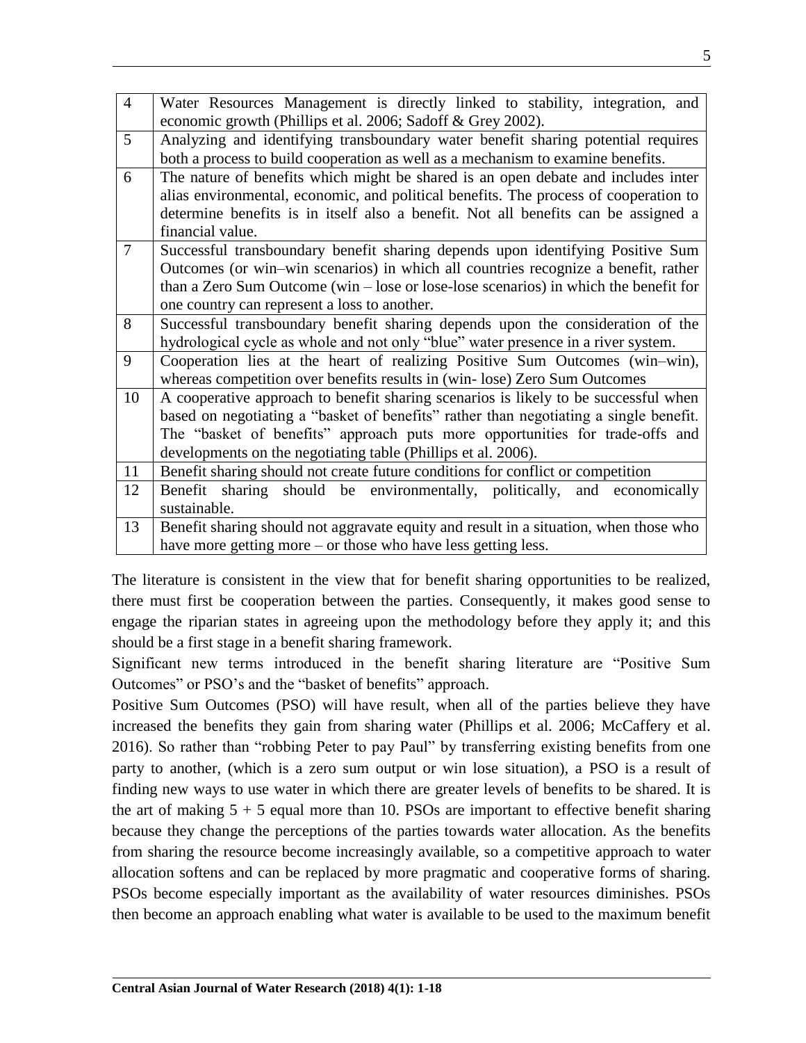| | |
|---|---|
| 4 | Water Resources Management is directly linked to stability, integration, and economic growth (Phillips et al. 2006; Sadoff & Grey 2002). |
| 5 | Analyzing and identifying transboundary water benefit sharing potential requires both a process to build cooperation as well as a mechanism to examine benefits. |
| 6 | The nature of benefits which might be shared is an open debate and includes inter alias environmental, economic, and political benefits. The process of cooperation to determine benefits is in itself also a benefit. Not all benefits can be assigned a financial value. |
| 7 | Successful transboundary benefit sharing depends upon identifying Positive Sum Outcomes (or win–win scenarios) in which all countries recognize a benefit, rather than a Zero Sum Outcome (win – lose or lose-lose scenarios) in which the benefit for one country can represent a loss to another. |
| 8 | Successful transboundary benefit sharing depends upon the consideration of the hydrological cycle as whole and not only "blue" water presence in a river system. |
| 9 | Cooperation lies at the heart of realizing Positive Sum Outcomes (win–win), whereas competition over benefits results in (win- lose) Zero Sum Outcomes |
| 10 | A cooperative approach to benefit sharing scenarios is likely to be successful when based on negotiating a "basket of benefits" rather than negotiating a single benefit. The "basket of benefits" approach puts more opportunities for trade-offs and developments on the negotiating table (Phillips et al. 2006). |
| 11 | Benefit sharing should not create future conditions for conflict or competition |
| 12 | Benefit sharing should be environmentally, politically, and economically sustainable. |
| 13 | Benefit sharing should not aggravate equity and result in a situation, when those who have more getting more – or those who have less getting less. |

The literature is consistent in the view that for benefit sharing opportunities to be realized, there must first be cooperation between the parties. Consequently, it makes good sense to engage the riparian states in agreeing upon the methodology before they apply it; and this should be a first stage in a benefit sharing framework.

Significant new terms introduced in the benefit sharing literature are "Positive Sum Outcomes" or PSO's and the "basket of benefits" approach.

Positive Sum Outcomes (PSO) will have result, when all of the parties believe they have increased the benefits they gain from sharing water (Phillips et al. 2006; McCaffery et al. 2016). So rather than "robbing Peter to pay Paul" by transferring existing benefits from one party to another, (which is a zero sum output or win lose situation), a PSO is a result of finding new ways to use water in which there are greater levels of benefits to be shared. It is the art of making $5 + 5$ equal more than 10. PSOs are important to effective benefit sharing because they change the perceptions of the parties towards water allocation. As the benefits from sharing the resource become increasingly available, so a competitive approach to water allocation softens and can be replaced by more pragmatic and cooperative forms of sharing. PSOs become especially important as the availability of water resources diminishes. PSOs then become an approach enabling what water is available to be used to the maximum benefit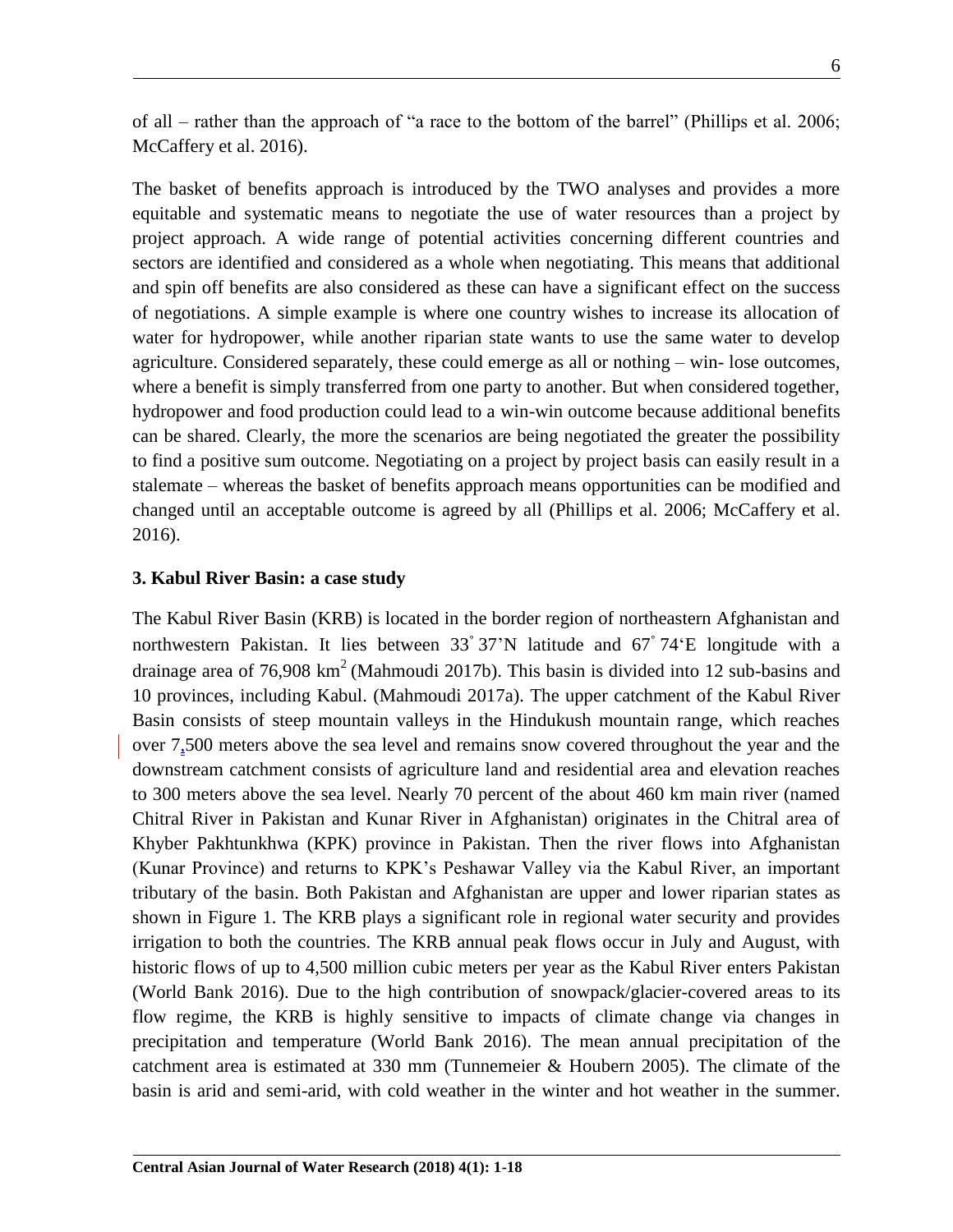of all – rather than the approach of "a race to the bottom of the barrel" (Phillips et al. 2006; McCaffery et al. 2016).

The basket of benefits approach is introduced by the TWO analyses and provides a more equitable and systematic means to negotiate the use of water resources than a project by project approach. A wide range of potential activities concerning different countries and sectors are identified and considered as a whole when negotiating. This means that additional and spin off benefits are also considered as these can have a significant effect on the success of negotiations. A simple example is where one country wishes to increase its allocation of water for hydropower, while another riparian state wants to use the same water to develop agriculture. Considered separately, these could emerge as all or nothing – win- lose outcomes, where a benefit is simply transferred from one party to another. But when considered together, hydropower and food production could lead to a win-win outcome because additional benefits can be shared. Clearly, the more the scenarios are being negotiated the greater the possibility to find a positive sum outcome. Negotiating on a project by project basis can easily result in a stalemate – whereas the basket of benefits approach means opportunities can be modified and changed until an acceptable outcome is agreed by all (Phillips et al. 2006; McCaffery et al. 2016).

## 3. Kabul River Basin: a case study

The Kabul River Basin (KRB) is located in the border region of northeastern Afghanistan and northwestern Pakistan. It lies between 33° 37'N latitude and 67° 74'E longitude with a drainage area of 76,908 km$^2$ (Mahmoudi 2017b). This basin is divided into 12 sub-basins and 10 provinces, including Kabul. (Mahmoudi 2017a). The upper catchment of the Kabul River Basin consists of steep mountain valleys in the Hindukush mountain range, which reaches over 7,500 meters above the sea level and remains snow covered throughout the year and the downstream catchment consists of agriculture land and residential area and elevation reaches to 300 meters above the sea level. Nearly 70 percent of the about 460 km main river (named Chitral River in Pakistan and Kunar River in Afghanistan) originates in the Chitral area of Khyber Pakhtunkhwa (KPK) province in Pakistan. Then the river flows into Afghanistan (Kunar Province) and returns to KPK's Peshawar Valley via the Kabul River, an important tributary of the basin. Both Pakistan and Afghanistan are upper and lower riparian states as shown in Figure 1. The KRB plays a significant role in regional water security and provides irrigation to both the countries. The KRB annual peak flows occur in July and August, with historic flows of up to 4,500 million cubic meters per year as the Kabul River enters Pakistan (World Bank 2016). Due to the high contribution of snowpack/glacier-covered areas to its flow regime, the KRB is highly sensitive to impacts of climate change via changes in precipitation and temperature (World Bank 2016). The mean annual precipitation of the catchment area is estimated at 330 mm (Tunnemeier & Houbern 2005). The climate of the basin is arid and semi-arid, with cold weather in the winter and hot weather in the summer.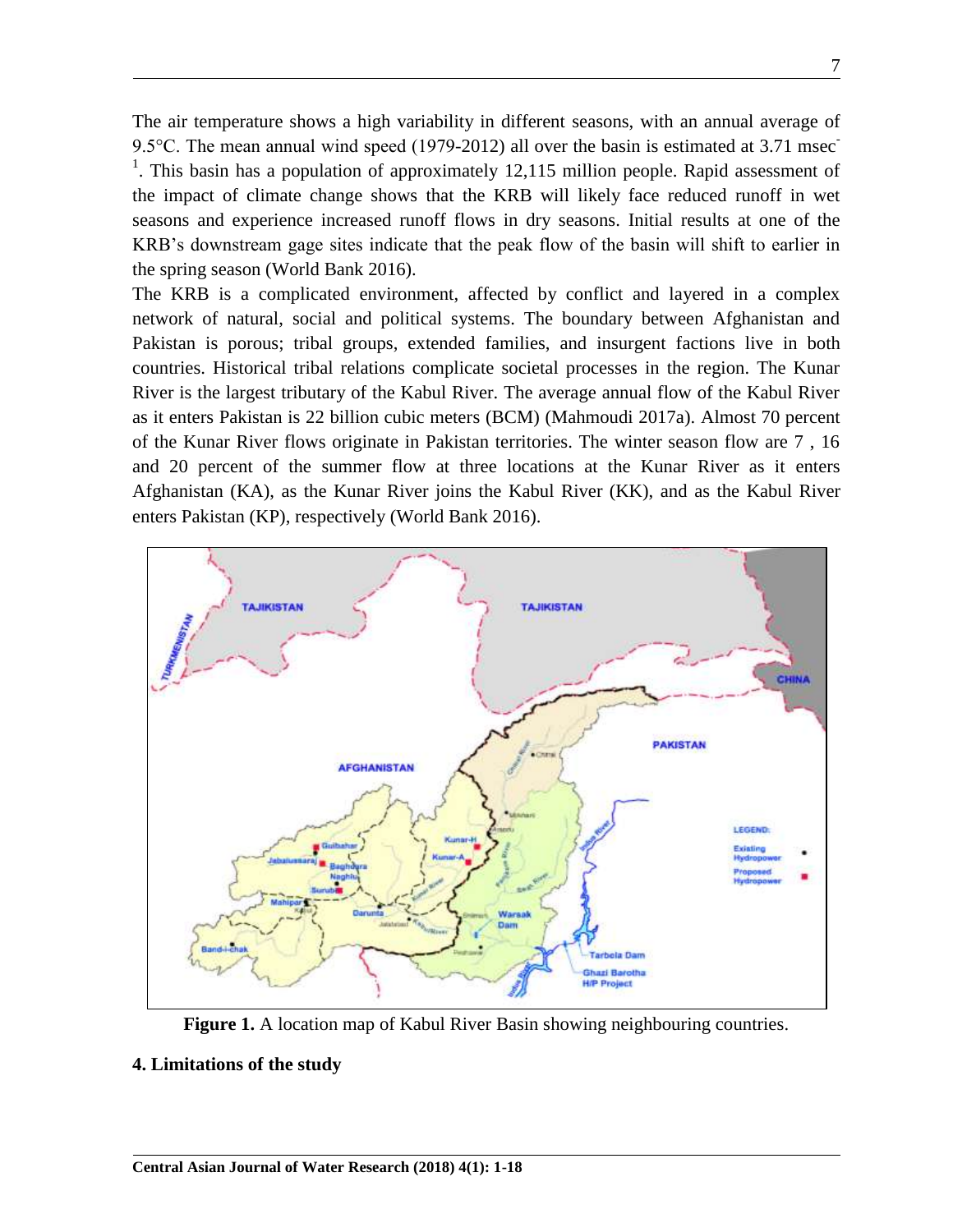The air temperature shows a high variability in different seasons, with an annual average of 9.5°C. The mean annual wind speed (1979-2012) all over the basin is estimated at 3.71 msec$^{-1}$. This basin has a population of approximately 12,115 million people. Rapid assessment of the impact of climate change shows that the KRB will likely face reduced runoff in wet seasons and experience increased runoff flows in dry seasons. Initial results at one of the KRB's downstream gage sites indicate that the peak flow of the basin will shift to earlier in the spring season (World Bank 2016).

The KRB is a complicated environment, affected by conflict and layered in a complex network of natural, social and political systems. The boundary between Afghanistan and Pakistan is porous; tribal groups, extended families, and insurgent factions live in both countries. Historical tribal relations complicate societal processes in the region. The Kunar River is the largest tributary of the Kabul River. The average annual flow of the Kabul River as it enters Pakistan is 22 billion cubic meters (BCM) (Mahmoudi 2017a). Almost 70 percent of the Kunar River flows originate in Pakistan territories. The winter season flow are 7 , 16 and 20 percent of the summer flow at three locations at the Kunar River as it enters Afghanistan (KA), as the Kunar River joins the Kabul River (KK), and as the Kabul River enters Pakistan (KP), respectively (World Bank 2016).

**Figure 1.** A location map of Kabul River Basin showing neighbouring countries.

## 4. Limitations of the study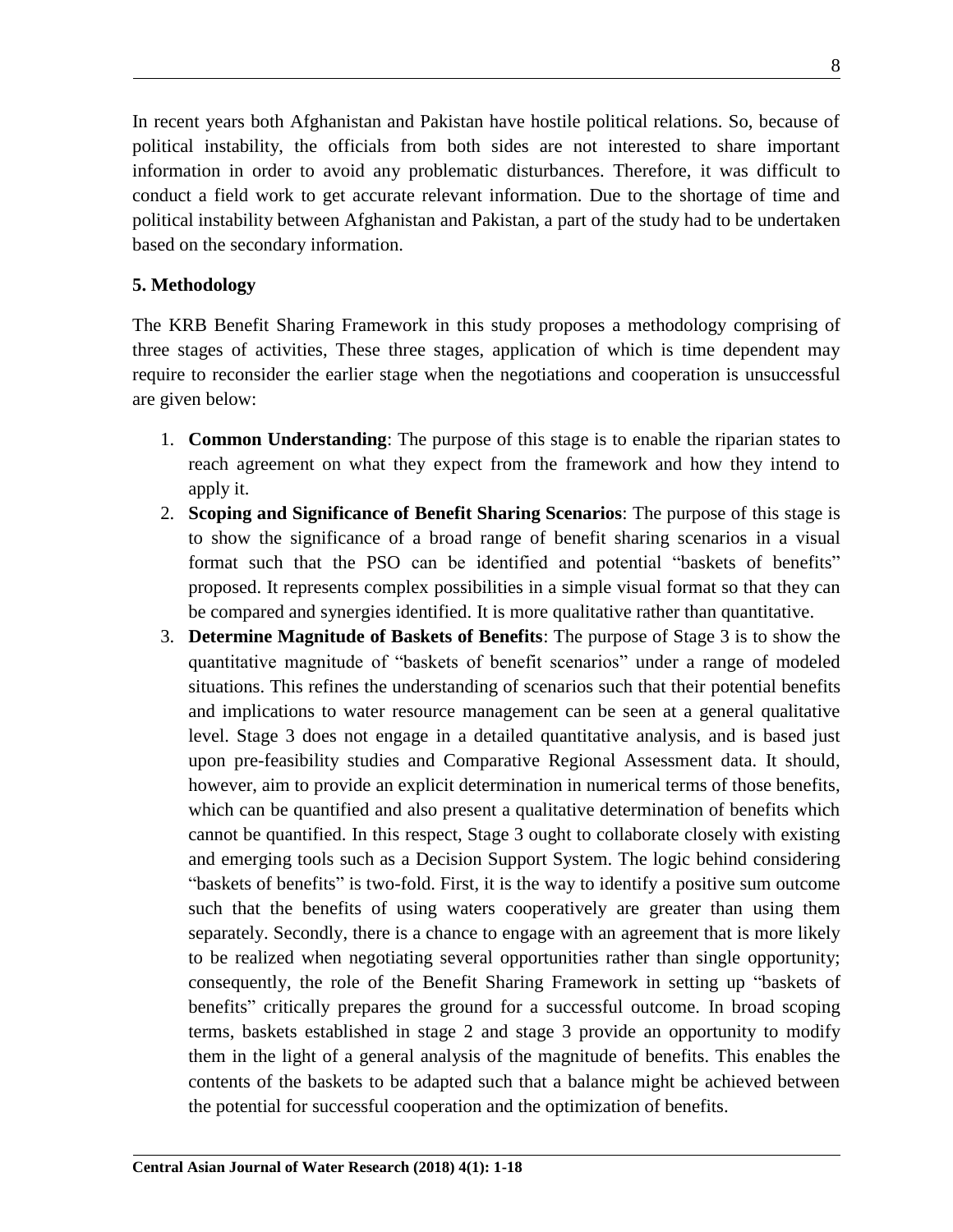In recent years both Afghanistan and Pakistan have hostile political relations. So, because of political instability, the officials from both sides are not interested to share important information in order to avoid any problematic disturbances. Therefore, it was difficult to conduct a field work to get accurate relevant information. Due to the shortage of time and political instability between Afghanistan and Pakistan, a part of the study had to be undertaken based on the secondary information.

## 5. Methodology

The KRB Benefit Sharing Framework in this study proposes a methodology comprising of three stages of activities, These three stages, application of which is time dependent may require to reconsider the earlier stage when the negotiations and cooperation is unsuccessful are given below:

1. **Common Understanding**: The purpose of this stage is to enable the riparian states to reach agreement on what they expect from the framework and how they intend to apply it.
2. **Scoping and Significance of Benefit Sharing Scenarios**: The purpose of this stage is to show the significance of a broad range of benefit sharing scenarios in a visual format such that the PSO can be identified and potential "baskets of benefits" proposed. It represents complex possibilities in a simple visual format so that they can be compared and synergies identified. It is more qualitative rather than quantitative.
3. **Determine Magnitude of Baskets of Benefits**: The purpose of Stage 3 is to show the quantitative magnitude of "baskets of benefit scenarios" under a range of modeled situations. This refines the understanding of scenarios such that their potential benefits and implications to water resource management can be seen at a general qualitative level. Stage 3 does not engage in a detailed quantitative analysis, and is based just upon pre-feasibility studies and Comparative Regional Assessment data. It should, however, aim to provide an explicit determination in numerical terms of those benefits, which can be quantified and also present a qualitative determination of benefits which cannot be quantified. In this respect, Stage 3 ought to collaborate closely with existing and emerging tools such as a Decision Support System. The logic behind considering "baskets of benefits" is two-fold. First, it is the way to identify a positive sum outcome such that the benefits of using waters cooperatively are greater than using them separately. Secondly, there is a chance to engage with an agreement that is more likely to be realized when negotiating several opportunities rather than single opportunity; consequently, the role of the Benefit Sharing Framework in setting up "baskets of benefits" critically prepares the ground for a successful outcome. In broad scoping terms, baskets established in stage 2 and stage 3 provide an opportunity to modify them in the light of a general analysis of the magnitude of benefits. This enables the contents of the baskets to be adapted such that a balance might be achieved between the potential for successful cooperation and the optimization of benefits.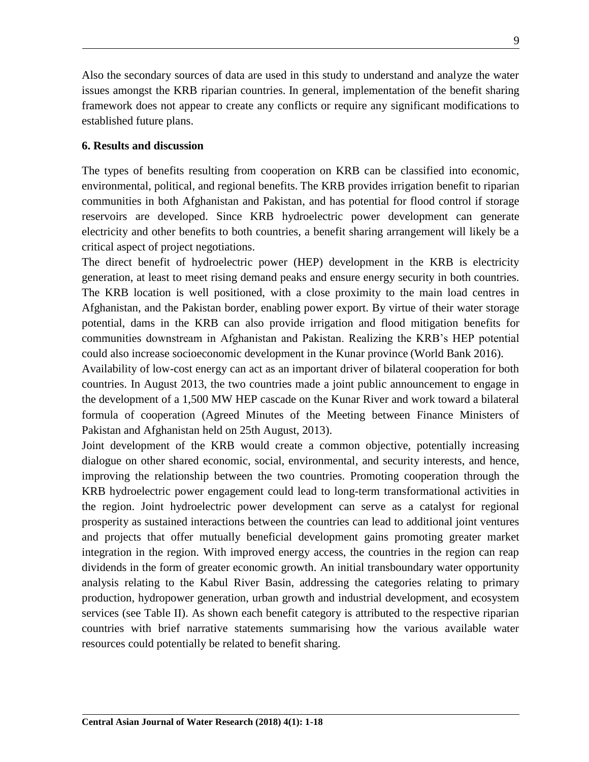Also the secondary sources of data are used in this study to understand and analyze the water issues amongst the KRB riparian countries. In general, implementation of the benefit sharing framework does not appear to create any conflicts or require any significant modifications to established future plans.

## 6. Results and discussion

The types of benefits resulting from cooperation on KRB can be classified into economic, environmental, political, and regional benefits. The KRB provides irrigation benefit to riparian communities in both Afghanistan and Pakistan, and has potential for flood control if storage reservoirs are developed. Since KRB hydroelectric power development can generate electricity and other benefits to both countries, a benefit sharing arrangement will likely be a critical aspect of project negotiations.

The direct benefit of hydroelectric power (HEP) development in the KRB is electricity generation, at least to meet rising demand peaks and ensure energy security in both countries. The KRB location is well positioned, with a close proximity to the main load centres in Afghanistan, and the Pakistan border, enabling power export. By virtue of their water storage potential, dams in the KRB can also provide irrigation and flood mitigation benefits for communities downstream in Afghanistan and Pakistan. Realizing the KRB's HEP potential could also increase socioeconomic development in the Kunar province (World Bank 2016).

Availability of low-cost energy can act as an important driver of bilateral cooperation for both countries. In August 2013, the two countries made a joint public announcement to engage in the development of a 1,500 MW HEP cascade on the Kunar River and work toward a bilateral formula of cooperation (Agreed Minutes of the Meeting between Finance Ministers of Pakistan and Afghanistan held on 25th August, 2013).

Joint development of the KRB would create a common objective, potentially increasing dialogue on other shared economic, social, environmental, and security interests, and hence, improving the relationship between the two countries. Promoting cooperation through the KRB hydroelectric power engagement could lead to long-term transformational activities in the region. Joint hydroelectric power development can serve as a catalyst for regional prosperity as sustained interactions between the countries can lead to additional joint ventures and projects that offer mutually beneficial development gains promoting greater market integration in the region. With improved energy access, the countries in the region can reap dividends in the form of greater economic growth. An initial transboundary water opportunity analysis relating to the Kabul River Basin, addressing the categories relating to primary production, hydropower generation, urban growth and industrial development, and ecosystem services (see Table II). As shown each benefit category is attributed to the respective riparian countries with brief narrative statements summarising how the various available water resources could potentially be related to benefit sharing.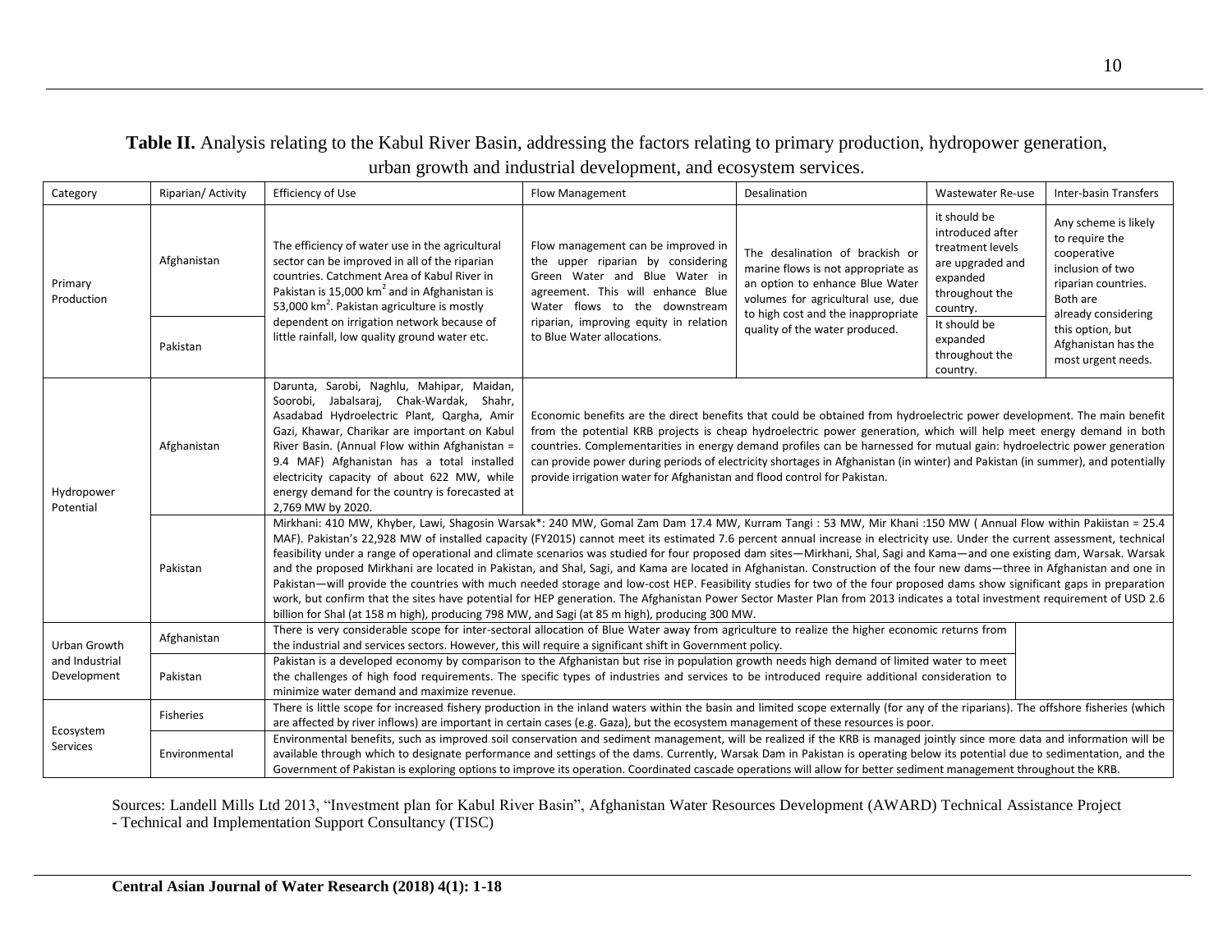**Table II.** Analysis relating to the Kabul River Basin, addressing the factors relating to primary production, hydropower generation, urban growth and industrial development, and ecosystem services.

| Category | Riparian/ Activity | Efficiency of Use | Flow Management | Desalination | Wastewater Re-use | Inter-basin Transfers |
|---|---|---|---|---|---|---|
| Primary Production | Afghanistan | The efficiency of water use in the agricultural sector can be improved in all of the riparian countries. Catchment Area of Kabul River in Pakistan is 15,000 km$^2$ and in Afghanistan is 53,000 km$^2$. Pakistan agriculture is mostly dependent on irrigation network because of little rainfall, low quality ground water etc. | Flow management can be improved in the upper riparian by considering Green Water and Blue Water in agreement. This will enhance Blue Water flows to the downstream riparian, improving equity in relation to Blue Water allocations. | The desalination of brackish or marine flows is not appropriate as an option to enhance Blue Water volumes for agricultural use, due to high cost and the inappropriate quality of the water produced. | it should be introduced after treatment levels are upgraded and expanded throughout the country. | Any scheme is likely to require the cooperative inclusion of two riparian countries. Both are already considering this option, but Afghanistan has the most urgent needs. |
| | Pakistan | | | | It should be expanded throughout the country. | |
| Hydropower Potential | Afghanistan | Darunta, Sarobi, Naghlu, Mahipar, Maidan, Soorobi, Jabalsaraj, Chak-Wardak, Shahr, Asadabad Hydroelectric Plant, Qargha, Amir Gazi, Khawar, Charikar are important on Kabul River Basin. (Annual Flow within Afghanistan = 9.4 MAF) Afghanistan has a total installed electricity capacity of about 622 MW, while energy demand for the country is forecasted at 2,769 MW by 2020. | Economic benefits are the direct benefits that could be obtained from hydroelectric power development. The main benefit from the potential KRB projects is cheap hydroelectric power generation, which will help meet energy demand in both countries. Complementarities in energy demand profiles can be harnessed for mutual gain: hydroelectric power generation can provide power during periods of electricity shortages in Afghanistan (in winter) and Pakistan (in summer), and potentially provide irrigation water for Afghanistan and flood control for Pakistan. | | | |
| | Pakistan | Mirkhani: 410 MW, Khyber, Lawi, Shagosin Warsak*: 240 MW, Gomal Zam Dam 17.4 MW, Kurram Tangi : 53 MW, Mir Khani :150 MW ( Annual Flow within Pakiistan = 25.4 MAF). Pakistan's 22,928 MW of installed capacity (FY2015) cannot meet its estimated 7.6 percent annual increase in electricity use. Under the current assessment, technical feasibility under a range of operational and climate scenarios was studied for four proposed dam sites—Mirkhani, Shal, Sagi and Kama—and one existing dam, Warsak. Warsak and the proposed Mirkhani are located in Pakistan, and Shal, Sagi, and Kama are located in Afghanistan. Construction of the four new dams—three in Afghanistan and one in Pakistan—will provide the countries with much needed storage and low-cost HEP. Feasibility studies for two of the four proposed dams show significant gaps in preparation work, but confirm that the sites have potential for HEP generation. The Afghanistan Power Sector Master Plan from 2013 indicates a total investment requirement of USD 2.6 billion for Shal (at 158 m high), producing 798 MW, and Sagi (at 85 m high), producing 300 MW. | | | | |
| Urban Growth and Industrial Development | Afghanistan | There is very considerable scope for inter-sectoral allocation of Blue Water away from agriculture to realize the higher economic returns from the industrial and services sectors. However, this will require a significant shift in Government policy. | | | | |
| | Pakistan | Pakistan is a developed economy by comparison to the Afghanistan but rise in population growth needs high demand of limited water to meet the challenges of high food requirements. The specific types of industries and services to be introduced require additional consideration to minimize water demand and maximize revenue. | | | | |
| Ecosystem Services | Fisheries | There is little scope for increased fishery production in the inland waters within the basin and limited scope externally (for any of the riparians). The offshore fisheries (which are affected by river inflows) are important in certain cases (e.g. Gaza), but the ecosystem management of these resources is poor. | | | | |
| | Environmental | Environmental benefits, such as improved soil conservation and sediment management, will be realized if the KRB is managed jointly since more data and information will be available through which to designate performance and settings of the dams. Currently, Warsak Dam in Pakistan is operating below its potential due to sedimentation, and the Government of Pakistan is exploring options to improve its operation. Coordinated cascade operations will allow for better sediment management throughout the KRB. | | | | |

Sources: Landell Mills Ltd 2013, "Investment plan for Kabul River Basin", Afghanistan Water Resources Development (AWARD) Technical Assistance Project - Technical and Implementation Support Consultancy (TISC)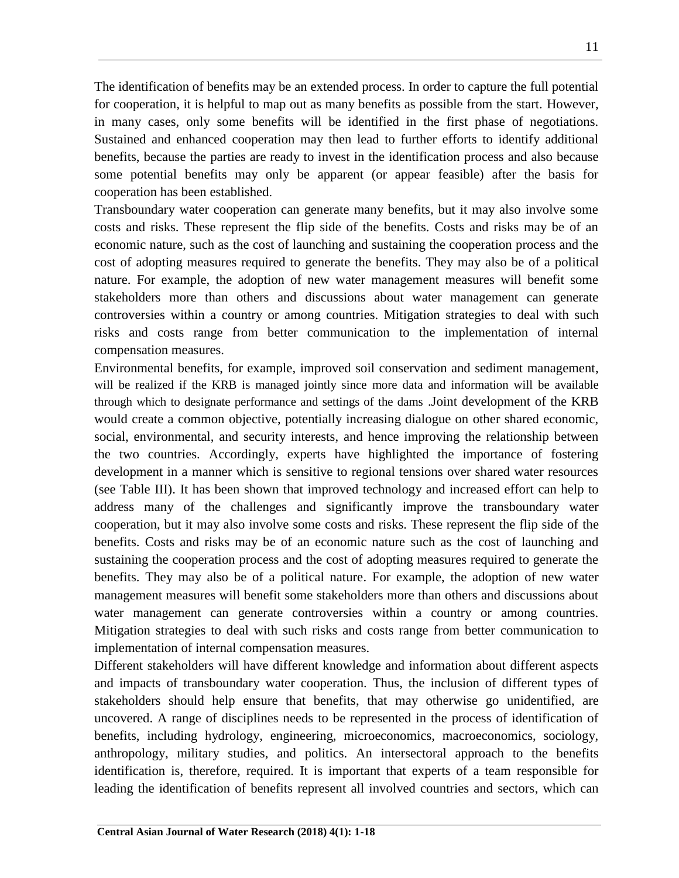The identification of benefits may be an extended process. In order to capture the full potential for cooperation, it is helpful to map out as many benefits as possible from the start. However, in many cases, only some benefits will be identified in the first phase of negotiations. Sustained and enhanced cooperation may then lead to further efforts to identify additional benefits, because the parties are ready to invest in the identification process and also because some potential benefits may only be apparent (or appear feasible) after the basis for cooperation has been established.

Transboundary water cooperation can generate many benefits, but it may also involve some costs and risks. These represent the flip side of the benefits. Costs and risks may be of an economic nature, such as the cost of launching and sustaining the cooperation process and the cost of adopting measures required to generate the benefits. They may also be of a political nature. For example, the adoption of new water management measures will benefit some stakeholders more than others and discussions about water management can generate controversies within a country or among countries. Mitigation strategies to deal with such risks and costs range from better communication to the implementation of internal compensation measures.

Environmental benefits, for example, improved soil conservation and sediment management, will be realized if the KRB is managed jointly since more data and information will be available through which to designate performance and settings of the dams .Joint development of the KRB would create a common objective, potentially increasing dialogue on other shared economic, social, environmental, and security interests, and hence improving the relationship between the two countries. Accordingly, experts have highlighted the importance of fostering development in a manner which is sensitive to regional tensions over shared water resources (see Table III). It has been shown that improved technology and increased effort can help to address many of the challenges and significantly improve the transboundary water cooperation, but it may also involve some costs and risks. These represent the flip side of the benefits. Costs and risks may be of an economic nature such as the cost of launching and sustaining the cooperation process and the cost of adopting measures required to generate the benefits. They may also be of a political nature. For example, the adoption of new water management measures will benefit some stakeholders more than others and discussions about water management can generate controversies within a country or among countries. Mitigation strategies to deal with such risks and costs range from better communication to implementation of internal compensation measures.

Different stakeholders will have different knowledge and information about different aspects and impacts of transboundary water cooperation. Thus, the inclusion of different types of stakeholders should help ensure that benefits, that may otherwise go unidentified, are uncovered. A range of disciplines needs to be represented in the process of identification of benefits, including hydrology, engineering, microeconomics, macroeconomics, sociology, anthropology, military studies, and politics. An intersectoral approach to the benefits identification is, therefore, required. It is important that experts of a team responsible for leading the identification of benefits represent all involved countries and sectors, which can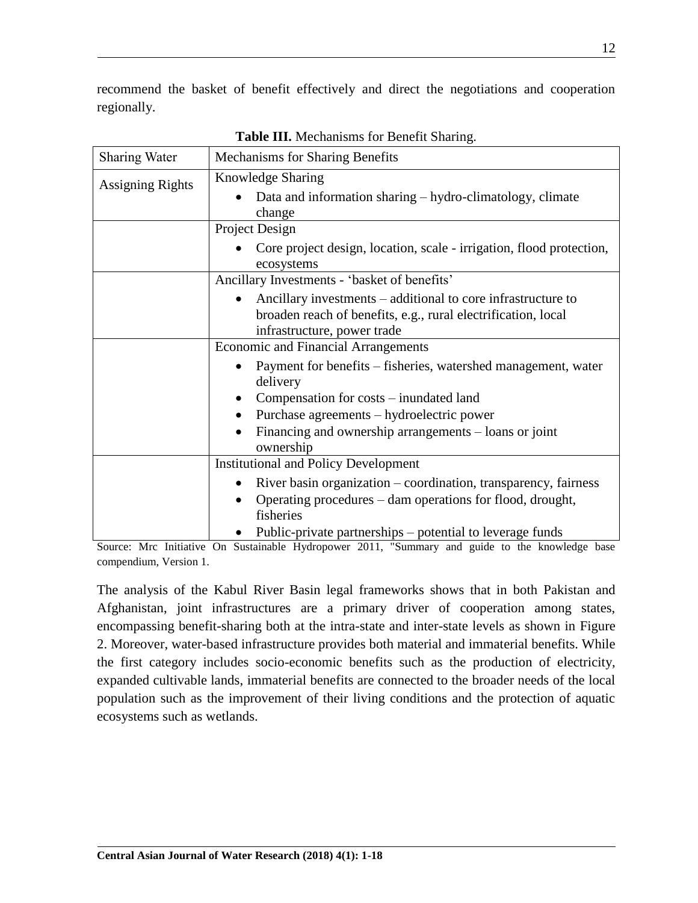recommend the basket of benefit effectively and direct the negotiations and cooperation regionally.

**Table III.** Mechanisms for Benefit Sharing.

| Sharing Water | Mechanisms for Sharing Benefits |
|---|---|
| Assigning Rights | Knowledge Sharing<br>• Data and information sharing – hydro-climatology, climate change |
| | Project Design<br>• Core project design, location, scale - irrigation, flood protection, ecosystems |
| | Ancillary Investments - 'basket of benefits'<br>• Ancillary investments – additional to core infrastructure to broaden reach of benefits, e.g., rural electrification, local infrastructure, power trade |
| | Economic and Financial Arrangements<br>• Payment for benefits – fisheries, watershed management, water delivery<br>• Compensation for costs – inundated land<br>• Purchase agreements – hydroelectric power<br>• Financing and ownership arrangements – loans or joint ownership |
| | Institutional and Policy Development<br>• River basin organization – coordination, transparency, fairness<br>• Operating procedures – dam operations for flood, drought, fisheries<br>• Public-private partnerships – potential to leverage funds |

Source: Mrc Initiative On Sustainable Hydropower 2011, "Summary and guide to the knowledge base compendium, Version 1.

The analysis of the Kabul River Basin legal frameworks shows that in both Pakistan and Afghanistan, joint infrastructures are a primary driver of cooperation among states, encompassing benefit-sharing both at the intra-state and inter-state levels as shown in Figure 2. Moreover, water-based infrastructure provides both material and immaterial benefits. While the first category includes socio-economic benefits such as the production of electricity, expanded cultivable lands, immaterial benefits are connected to the broader needs of the local population such as the improvement of their living conditions and the protection of aquatic ecosystems such as wetlands.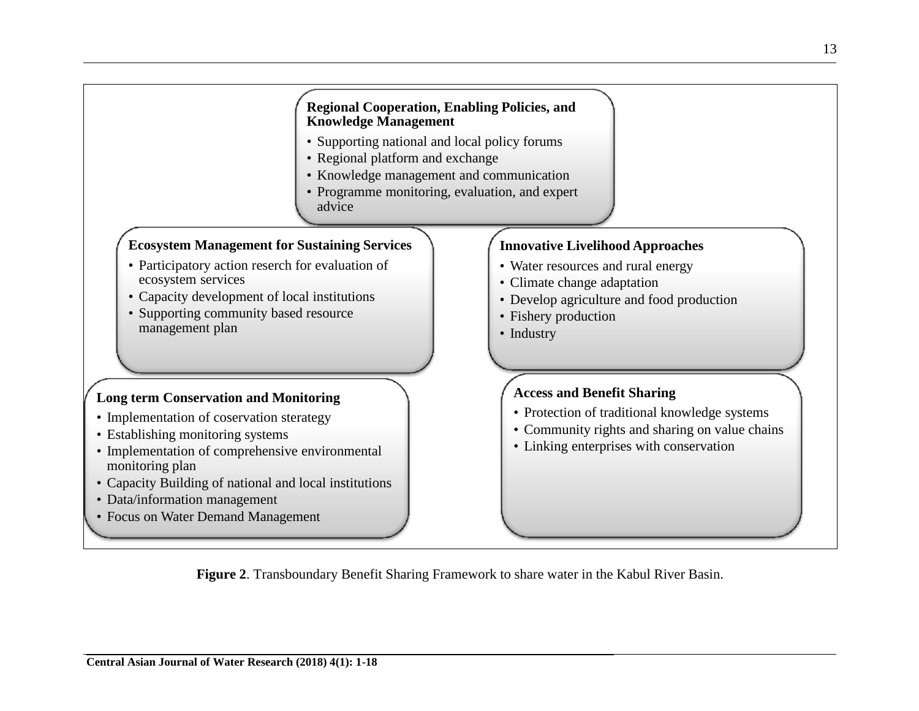**Regional Cooperation, Enabling Policies, and Knowledge Management**

- Supporting national and local policy forums
- Regional platform and exchange
- Knowledge management and communication
- Programme monitoring, evaluation, and expert advice

**Ecosystem Management for Sustaining Services**

- Participatory action reserch for evaluation of ecosystem services
- Capacity development of local institutions
- Supporting community based resource management plan

**Innovative Livelihood Approaches**

- Water resources and rural energy
- Climate change adaptation
- Develop agriculture and food production
- Fishery production
- Industry

**Long term Conservation and Monitoring**

- Implementation of coservation sterategy
- Establishing monitoring systems
- Implementation of comprehensive environmental monitoring plan
- Capacity Building of national and local institutions
- Data/information management
- Focus on Water Demand Management

**Access and Benefit Sharing**

- Protection of traditional knowledge systems
- Community rights and sharing on value chains
- Linking enterprises with conservation

**Figure 2**. Transboundary Benefit Sharing Framework to share water in the Kabul River Basin.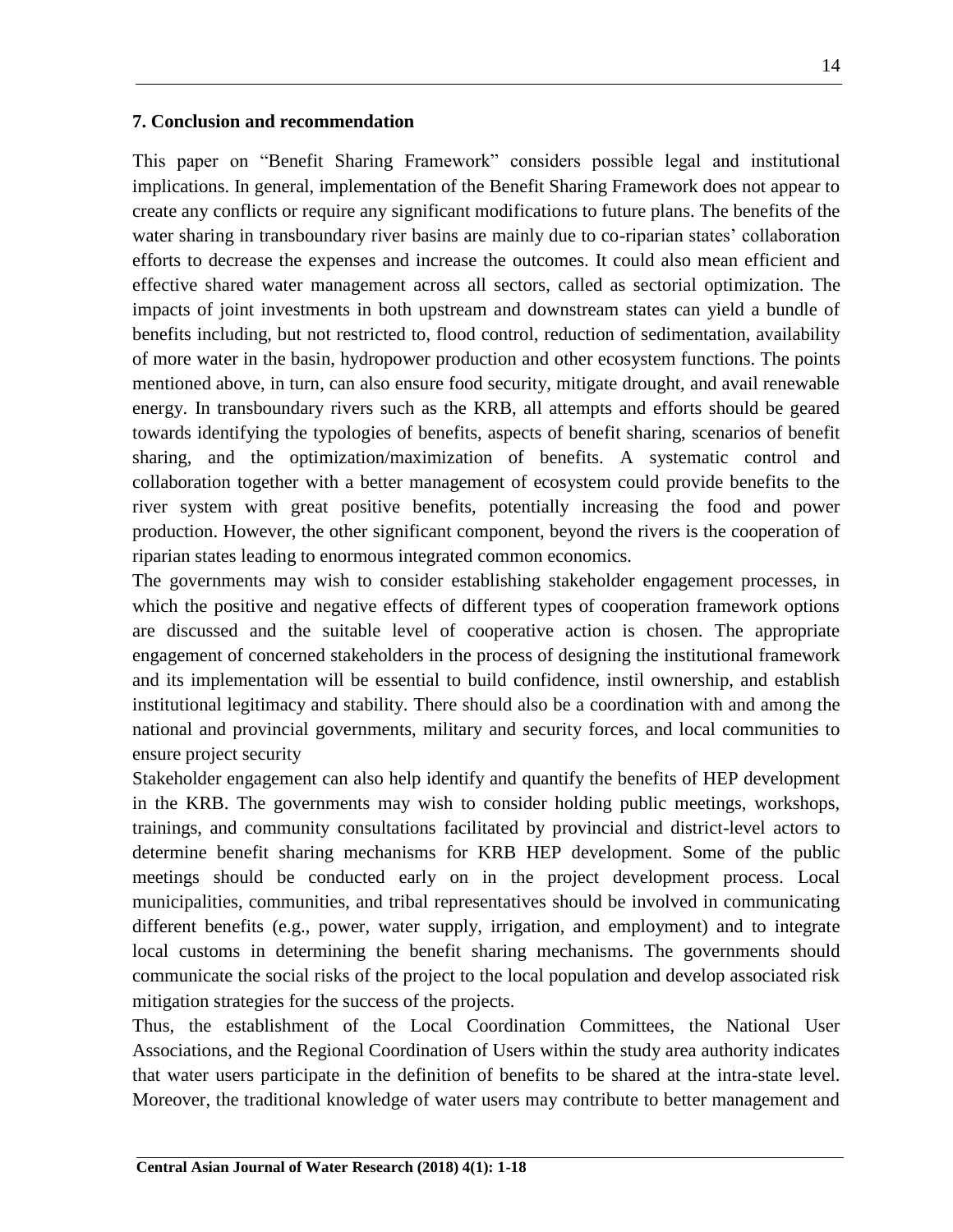## 7. Conclusion and recommendation

This paper on "Benefit Sharing Framework" considers possible legal and institutional implications. In general, implementation of the Benefit Sharing Framework does not appear to create any conflicts or require any significant modifications to future plans. The benefits of the water sharing in transboundary river basins are mainly due to co-riparian states' collaboration efforts to decrease the expenses and increase the outcomes. It could also mean efficient and effective shared water management across all sectors, called as sectorial optimization. The impacts of joint investments in both upstream and downstream states can yield a bundle of benefits including, but not restricted to, flood control, reduction of sedimentation, availability of more water in the basin, hydropower production and other ecosystem functions. The points mentioned above, in turn, can also ensure food security, mitigate drought, and avail renewable energy. In transboundary rivers such as the KRB, all attempts and efforts should be geared towards identifying the typologies of benefits, aspects of benefit sharing, scenarios of benefit sharing, and the optimization/maximization of benefits. A systematic control and collaboration together with a better management of ecosystem could provide benefits to the river system with great positive benefits, potentially increasing the food and power production. However, the other significant component, beyond the rivers is the cooperation of riparian states leading to enormous integrated common economics.

The governments may wish to consider establishing stakeholder engagement processes, in which the positive and negative effects of different types of cooperation framework options are discussed and the suitable level of cooperative action is chosen. The appropriate engagement of concerned stakeholders in the process of designing the institutional framework and its implementation will be essential to build confidence, instil ownership, and establish institutional legitimacy and stability. There should also be a coordination with and among the national and provincial governments, military and security forces, and local communities to ensure project security

Stakeholder engagement can also help identify and quantify the benefits of HEP development in the KRB. The governments may wish to consider holding public meetings, workshops, trainings, and community consultations facilitated by provincial and district-level actors to determine benefit sharing mechanisms for KRB HEP development. Some of the public meetings should be conducted early on in the project development process. Local municipalities, communities, and tribal representatives should be involved in communicating different benefits (e.g., power, water supply, irrigation, and employment) and to integrate local customs in determining the benefit sharing mechanisms. The governments should communicate the social risks of the project to the local population and develop associated risk mitigation strategies for the success of the projects.

Thus, the establishment of the Local Coordination Committees, the National User Associations, and the Regional Coordination of Users within the study area authority indicates that water users participate in the definition of benefits to be shared at the intra-state level. Moreover, the traditional knowledge of water users may contribute to better management and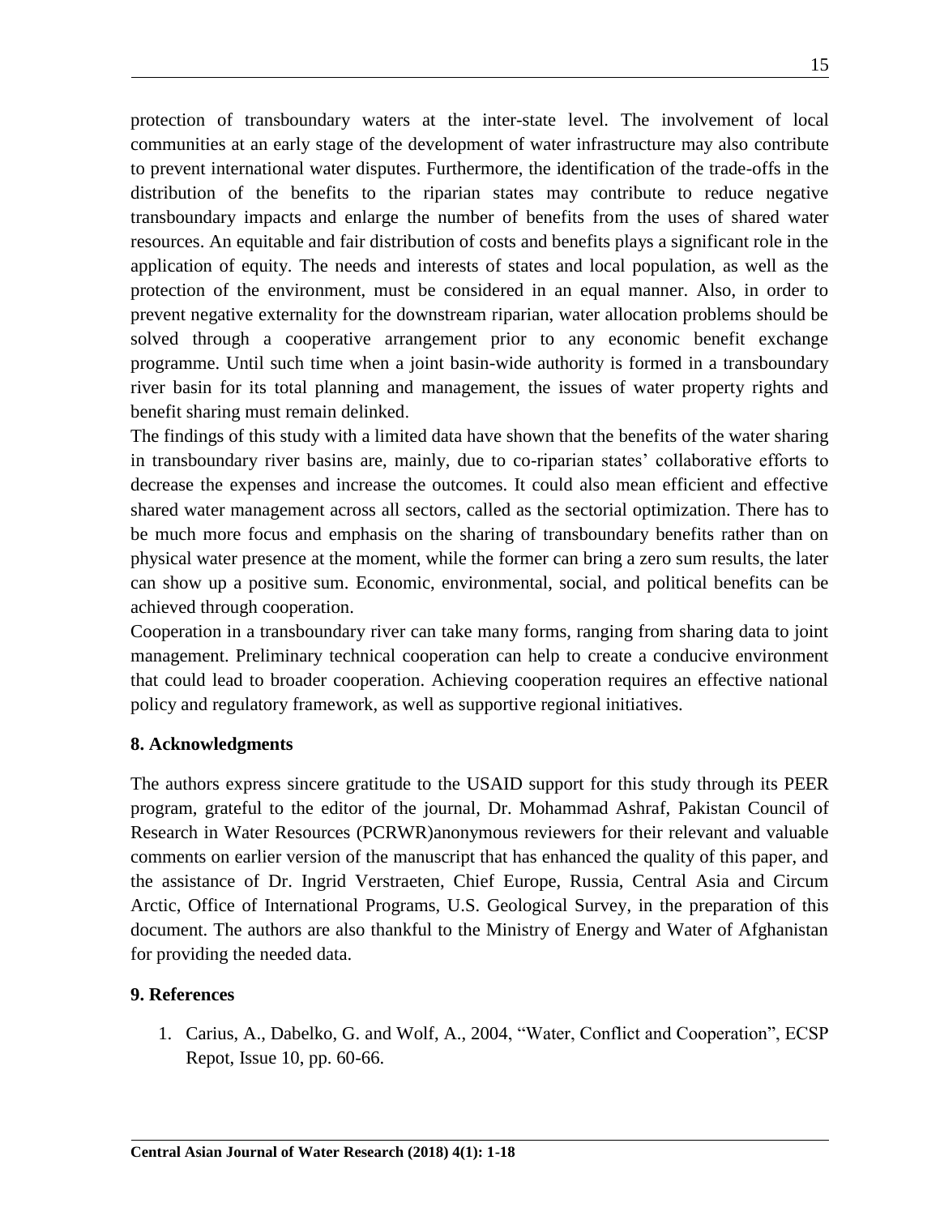protection of transboundary waters at the inter-state level. The involvement of local communities at an early stage of the development of water infrastructure may also contribute to prevent international water disputes. Furthermore, the identification of the trade-offs in the distribution of the benefits to the riparian states may contribute to reduce negative transboundary impacts and enlarge the number of benefits from the uses of shared water resources. An equitable and fair distribution of costs and benefits plays a significant role in the application of equity. The needs and interests of states and local population, as well as the protection of the environment, must be considered in an equal manner. Also, in order to prevent negative externality for the downstream riparian, water allocation problems should be solved through a cooperative arrangement prior to any economic benefit exchange programme. Until such time when a joint basin-wide authority is formed in a transboundary river basin for its total planning and management, the issues of water property rights and benefit sharing must remain delinked.

The findings of this study with a limited data have shown that the benefits of the water sharing in transboundary river basins are, mainly, due to co-riparian states' collaborative efforts to decrease the expenses and increase the outcomes. It could also mean efficient and effective shared water management across all sectors, called as the sectorial optimization. There has to be much more focus and emphasis on the sharing of transboundary benefits rather than on physical water presence at the moment, while the former can bring a zero sum results, the later can show up a positive sum. Economic, environmental, social, and political benefits can be achieved through cooperation.

Cooperation in a transboundary river can take many forms, ranging from sharing data to joint management. Preliminary technical cooperation can help to create a conducive environment that could lead to broader cooperation. Achieving cooperation requires an effective national policy and regulatory framework, as well as supportive regional initiatives.

## 8. Acknowledgments

The authors express sincere gratitude to the USAID support for this study through its PEER program, grateful to the editor of the journal, Dr. Mohammad Ashraf, Pakistan Council of Research in Water Resources (PCRWR)anonymous reviewers for their relevant and valuable comments on earlier version of the manuscript that has enhanced the quality of this paper, and the assistance of Dr. Ingrid Verstraeten, Chief Europe, Russia, Central Asia and Circum Arctic, Office of International Programs, U.S. Geological Survey, in the preparation of this document. The authors are also thankful to the Ministry of Energy and Water of Afghanistan for providing the needed data.

## 9. References

1. Carius, A., Dabelko, G. and Wolf, A., 2004, "Water, Conflict and Cooperation", ECSP Repot, Issue 10, pp. 60-66.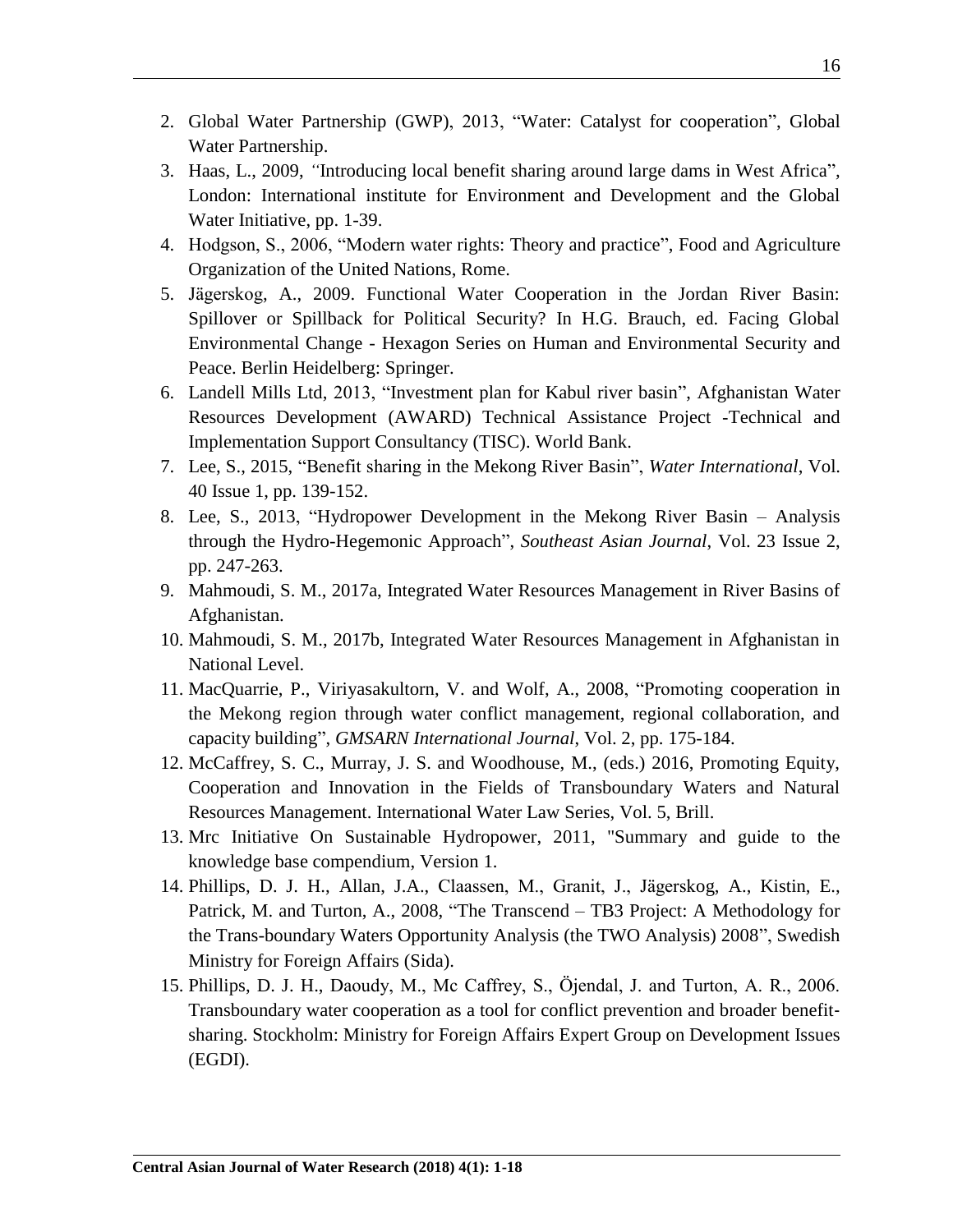2. Global Water Partnership (GWP), 2013, "Water: Catalyst for cooperation", Global Water Partnership.
3. Haas, L., 2009, "Introducing local benefit sharing around large dams in West Africa", London: International institute for Environment and Development and the Global Water Initiative, pp. 1-39.
4. Hodgson, S., 2006, "Modern water rights: Theory and practice", Food and Agriculture Organization of the United Nations, Rome.
5. Jägerskog, A., 2009. Functional Water Cooperation in the Jordan River Basin: Spillover or Spillback for Political Security? In H.G. Brauch, ed. Facing Global Environmental Change - Hexagon Series on Human and Environmental Security and Peace. Berlin Heidelberg: Springer.
6. Landell Mills Ltd, 2013, "Investment plan for Kabul river basin", Afghanistan Water Resources Development (AWARD) Technical Assistance Project -Technical and Implementation Support Consultancy (TISC). World Bank.
7. Lee, S., 2015, "Benefit sharing in the Mekong River Basin", *Water International*, Vol. 40 Issue 1, pp. 139-152.
8. Lee, S., 2013, "Hydropower Development in the Mekong River Basin – Analysis through the Hydro-Hegemonic Approach", *Southeast Asian Journal*, Vol. 23 Issue 2, pp. 247-263.
9. Mahmoudi, S. M., 2017a, Integrated Water Resources Management in River Basins of Afghanistan.
10. Mahmoudi, S. M., 2017b, Integrated Water Resources Management in Afghanistan in National Level.
11. MacQuarrie, P., Viriyasakultorn, V. and Wolf, A., 2008, "Promoting cooperation in the Mekong region through water conflict management, regional collaboration, and capacity building", *GMSARN International Journal*, Vol. 2, pp. 175-184.
12. McCaffrey, S. C., Murray, J. S. and Woodhouse, M., (eds.) 2016, Promoting Equity, Cooperation and Innovation in the Fields of Transboundary Waters and Natural Resources Management. International Water Law Series, Vol. 5, Brill.
13. Mrc Initiative On Sustainable Hydropower, 2011, "Summary and guide to the knowledge base compendium, Version 1.
14. Phillips, D. J. H., Allan, J.A., Claassen, M., Granit, J., Jägerskog, A., Kistin, E., Patrick, M. and Turton, A., 2008, "The Transcend – TB3 Project: A Methodology for the Trans-boundary Waters Opportunity Analysis (the TWO Analysis) 2008", Swedish Ministry for Foreign Affairs (Sida).
15. Phillips, D. J. H., Daoudy, M., Mc Caffrey, S., Öjendal, J. and Turton, A. R., 2006. Transboundary water cooperation as a tool for conflict prevention and broader benefit-sharing. Stockholm: Ministry for Foreign Affairs Expert Group on Development Issues (EGDI).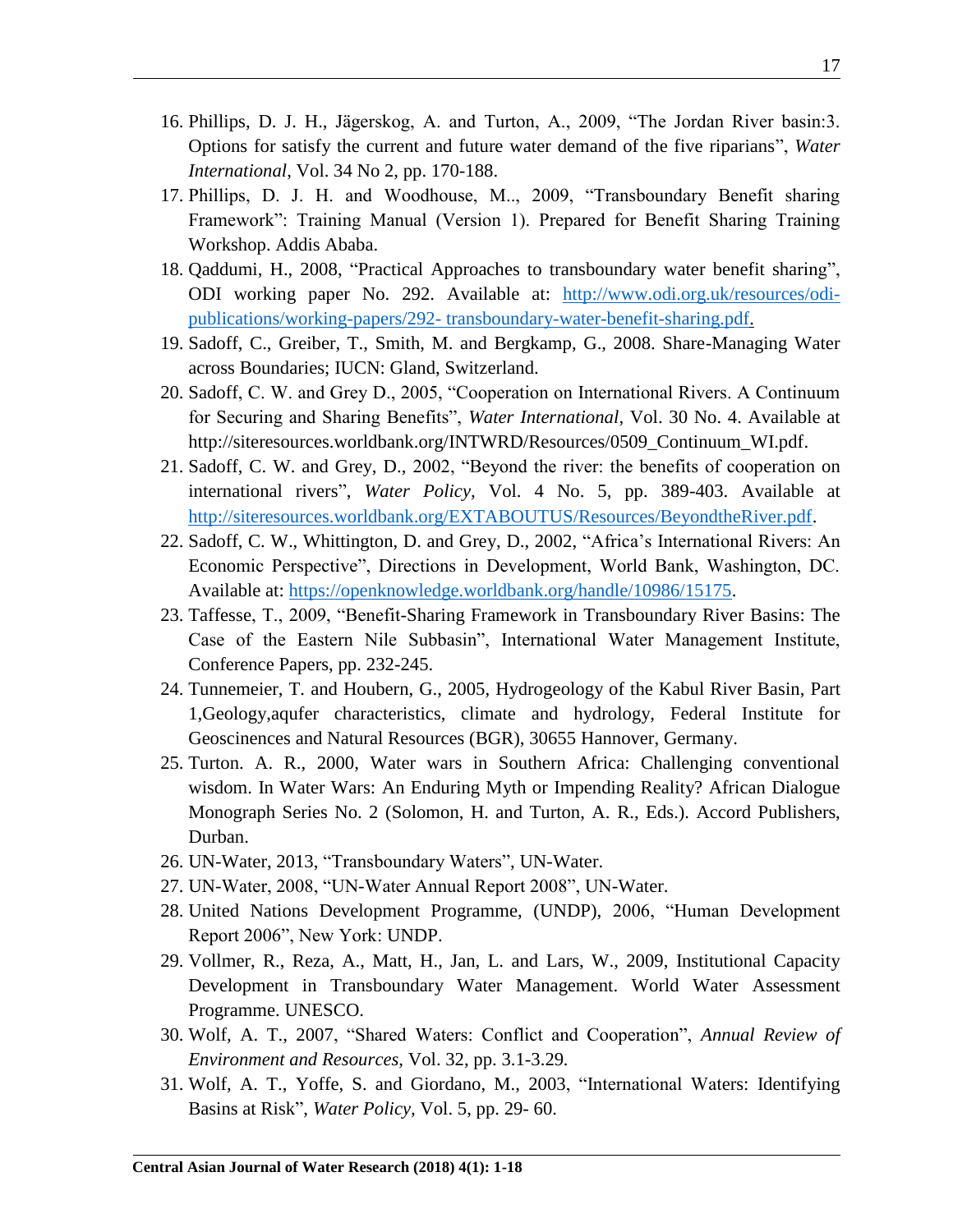16. Phillips, D. J. H., Jägerskog, A. and Turton, A., 2009, "The Jordan River basin:3. Options for satisfy the current and future water demand of the five riparians", *Water International*, Vol. 34 No 2, pp. 170-188.
17. Phillips, D. J. H. and Woodhouse, M.., 2009, "Transboundary Benefit sharing Framework": Training Manual (Version 1). Prepared for Benefit Sharing Training Workshop. Addis Ababa.
18. Qaddumi, H., 2008, "Practical Approaches to transboundary water benefit sharing", ODI working paper No. 292. Available at: [http://www.odi.org.uk/resources/odi-publications/working-papers/292- transboundary-water-benefit-sharing.pdf.](http://www.odi.org.uk/resources/odi-publications/working-papers/292-transboundary-water-benefit-sharing.pdf)
19. Sadoff, C., Greiber, T., Smith, M. and Bergkamp, G., 2008. Share-Managing Water across Boundaries; IUCN: Gland, Switzerland.
20. Sadoff, C. W. and Grey D., 2005, "Cooperation on International Rivers. A Continuum for Securing and Sharing Benefits", *Water International*, Vol. 30 No. 4. Available at http://siteresources.worldbank.org/INTWRD/Resources/0509_Continuum_WI.pdf.
21. Sadoff, C. W. and Grey, D., 2002, "Beyond the river: the benefits of cooperation on international rivers", *Water Policy*, Vol. 4 No. 5, pp. 389-403. Available at [http://siteresources.worldbank.org/EXTABOUTUS/Resources/BeyondtheRiver.pdf](http://siteresources.worldbank.org/EXTABOUTUS/Resources/BeyondtheRiver.pdf).
22. Sadoff, C. W., Whittington, D. and Grey, D., 2002, "Africa's International Rivers: An Economic Perspective", Directions in Development, World Bank, Washington, DC. Available at: [https://openknowledge.worldbank.org/handle/10986/15175](https://openknowledge.worldbank.org/handle/10986/15175).
23. Taffesse, T., 2009, "Benefit-Sharing Framework in Transboundary River Basins: The Case of the Eastern Nile Subbasin", International Water Management Institute, Conference Papers, pp. 232-245.
24. Tunnemeier, T. and Houbern, G., 2005, Hydrogeology of the Kabul River Basin, Part 1,Geology,aqufer characteristics, climate and hydrology, Federal Institute for Geoscinences and Natural Resources (BGR), 30655 Hannover, Germany.
25. Turton. A. R., 2000, Water wars in Southern Africa: Challenging conventional wisdom. In Water Wars: An Enduring Myth or Impending Reality? African Dialogue Monograph Series No. 2 (Solomon, H. and Turton, A. R., Eds.). Accord Publishers, Durban.
26. UN-Water, 2013, "Transboundary Waters", UN-Water.
27. UN-Water, 2008, "UN-Water Annual Report 2008", UN-Water.
28. United Nations Development Programme, (UNDP), 2006, "Human Development Report 2006", New York: UNDP.
29. Vollmer, R., Reza, A., Matt, H., Jan, L. and Lars, W., 2009, Institutional Capacity Development in Transboundary Water Management. World Water Assessment Programme. UNESCO.
30. Wolf, A. T., 2007, "Shared Waters: Conflict and Cooperation", *Annual Review of Environment and Resources,* Vol. 32, pp. 3.1-3.29.
31. Wolf, A. T., Yoffe, S. and Giordano, M., 2003, "International Waters: Identifying Basins at Risk", *Water Policy,* Vol. 5, pp. 29- 60.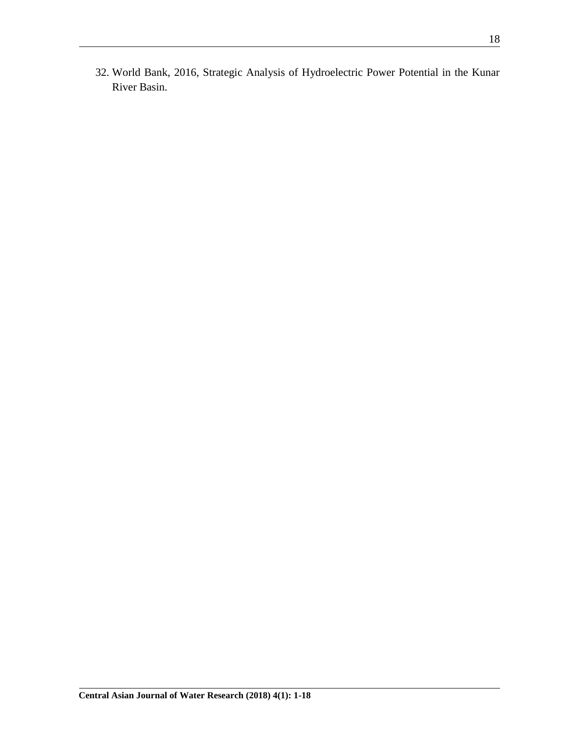32. World Bank, 2016, Strategic Analysis of Hydroelectric Power Potential in the Kunar River Basin.